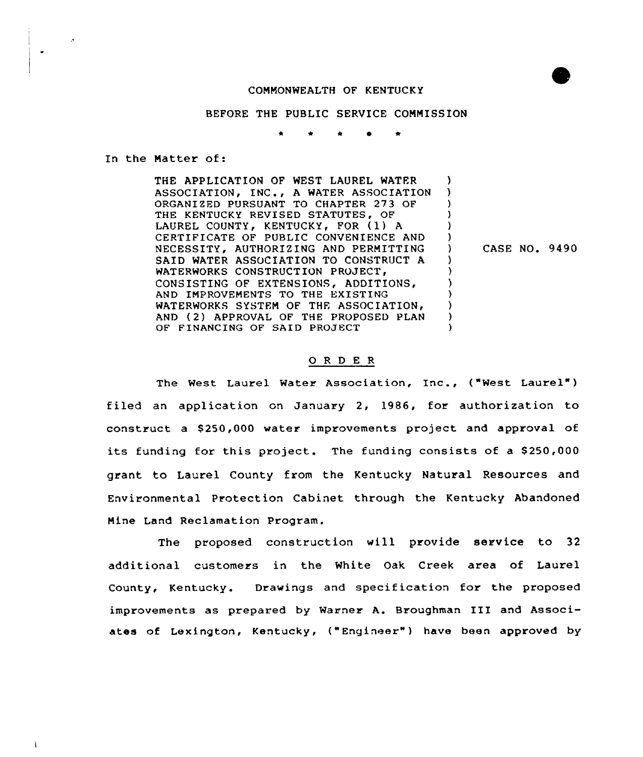COMMONWEALTH OF KENTUCKY

BEFORE THE PUBLIC SERVICE COMMISSION

\* \* \* \* \*

In the Matter of:

| | | |
|---|---|---|
| THE APPLICATION OF WEST LAUREL WATER ASSOCIATION, INC., A WATER ASSOCIATION ORGANIZED PURSUANT TO CHAPTER 273 OF THE KENTUCKY REVISED STATUTES, OF LAUREL COUNTY, KENTUCKY, FOR (1) A CERTIFICATE OF PUBLIC CONVENIENCE AND NECESSITY, AUTHORIZING AND PERMITTING SAID WATER ASSOCIATION TO CONSTRUCT A WATERWORKS CONSTRUCTION PROJECT, CONSISTING OF EXTENSIONS, ADDITIONS, AND IMPROVEMENTS TO THE EXISTING WATERWORKS SYSTEM OF THE ASSOCIATION, AND (2) APPROVAL OF THE PROPOSED PLAN OF FINANCING OF SAID PROJECT | ) | CASE NO. 9490 |

## O R D E R

The West Laurel Water Association, Inc., ("West Laurel") filed an application on January 2, 1986, for authorization to construct a $250,000 water improvements project and approval of its funding for this project. The funding consists of a $250,000 grant to Laurel County from the Kentucky Natural Resources and Environmental Protection Cabinet through the Kentucky Abandoned Mine Land Reclamation Program.

The proposed construction will provide service to 32 additional customers in the White Oak Creek area of Laurel County, Kentucky. Drawings and specification for the proposed improvements as prepared by Warner A. Broughman III and Associates of Lexington, Kentucky, ("Engineer") have been approved by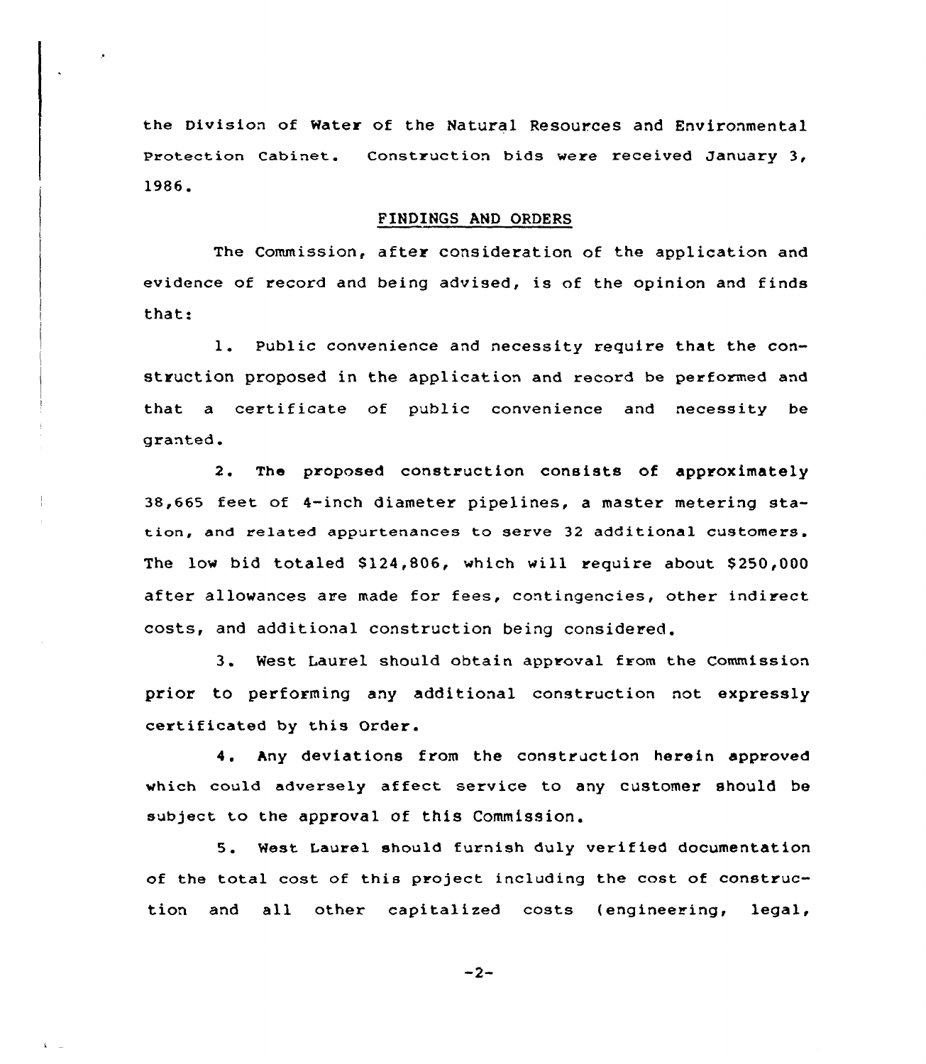the Division of Water of the Natural Resources and Environmental Protection Cabinet. Construction bids were received January 3, 1986.

## FINDINGS AND ORDERS

The Commission, after consideration of the application and evidence of record and being advised, is of the opinion and finds that:

1. Public convenience and necessity require that the construction proposed in the application and record be performed and that a certificate of public convenience and necessity be granted.

2. The proposed construction consists of approximately 38,665 feet of 4-inch diameter pipelines, a master metering station, and related appurtenances to serve 32 additional customers. The low bid totaled $124,806, which will require about $250,000 after allowances are made for fees, contingencies, other indirect costs, and additional construction being considered.

3. West Laurel should obtain approval from the Commission prior to performing any additional construction not expressly certificated by this Order.

4. Any deviations from the construction herein approved which could adversely affect service to any customer should be subject to the approval of this Commission.

5. West Laurel should furnish duly verified documentation of the total cost of this project including the cost of construction and all other capitalized costs (engineering, legal,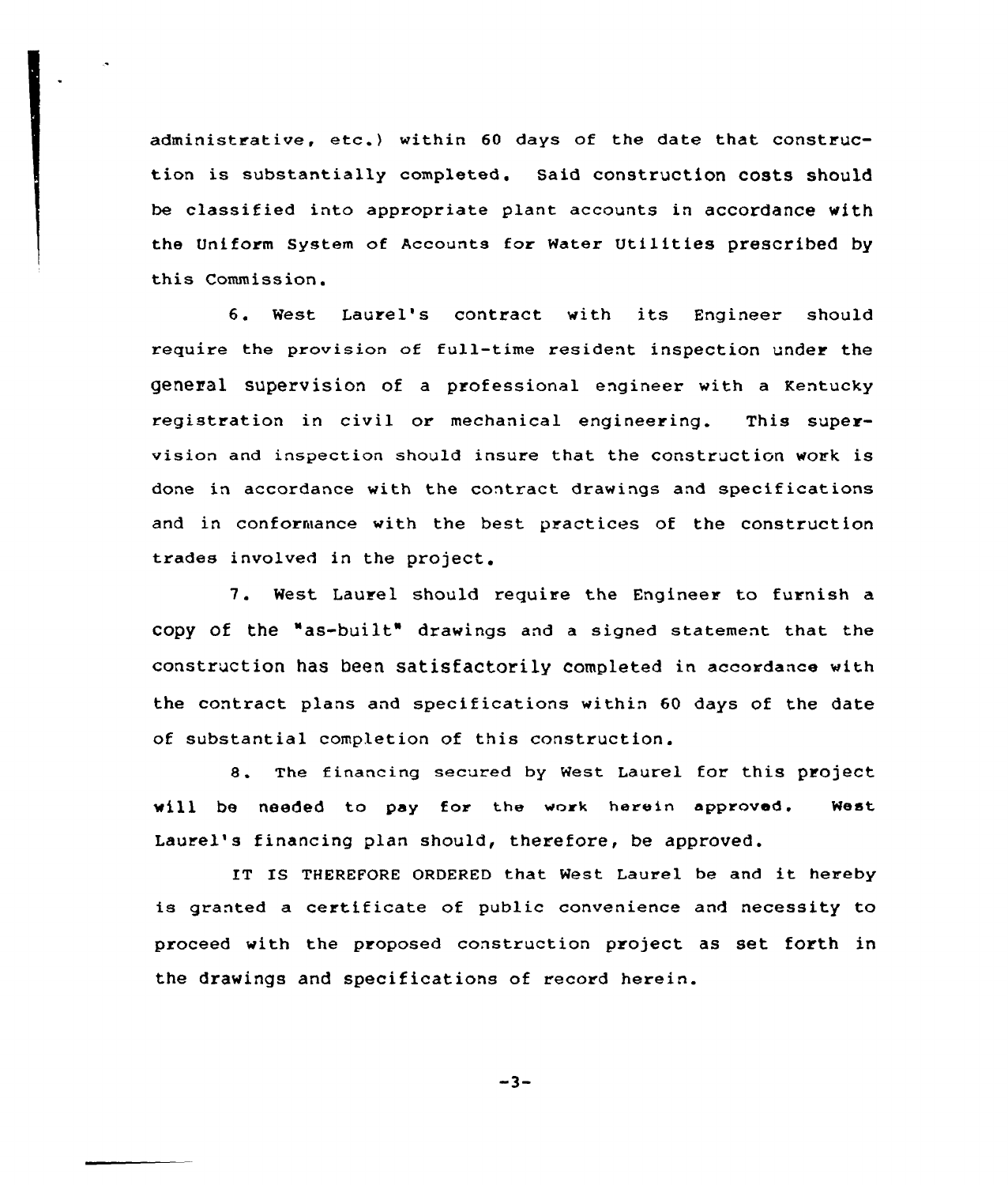administrative, etc.) within 60 days of the date that construction is substantially completed. Said construction costs should be classified into appropriate plant accounts in accordance with the Uniform System of Accounts for Water Utilities prescribed by this Commission.

6. West Laurel's contract with its Engineer should require the provision of full-time resident inspection under the general supervision of a professional engineer with a Kentucky registration in civil or mechanical engineering. This supervision and inspection should insure that the construction work is done in accordance with the contract drawings and specifications and in conformance with the best practices of the construction trades involved in the project.

7. West Laurel should require the Engineer to furnish a copy of the "as-built" drawings and a signed statement that the construction has been satisfactorily completed in accordance with the contract plans and specifications within 60 days of the date of substantial completion of this construction.

8. The financing secured by West Laurel for this project will be needed to pay for the work herein approved. West Laurel's financing plan should, therefore, be approved.

IT IS THEREFORE ORDERED that West Laurel be and it hereby is granted a certificate of public convenience and necessity to proceed with the proposed construction project as set forth in the drawings and specifications of record herein.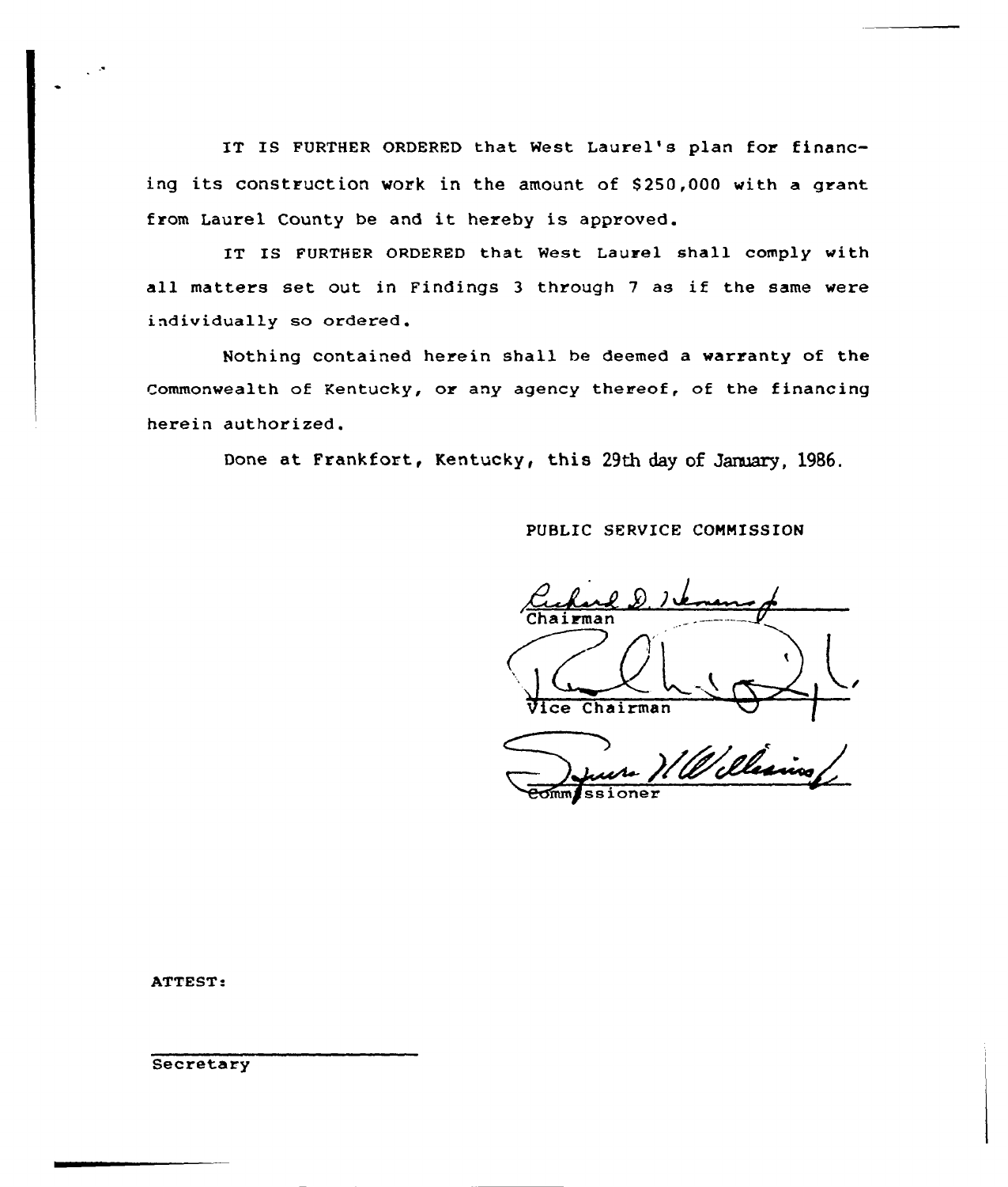IT IS FURTHER ORDERED that West Laurel's plan for financing its construction work in the amount of $250,000 with a grant from Laurel County be and it hereby is approved.

IT IS FURTHER ORDERED that West Laurel shall comply with all matters set out in Findings 3 through 7 as if the same were individually so ordered.

Nothing contained herein shall be deemed a warranty of the Commonwealth of Kentucky, or any agency thereof, of the financing herein authorized.

Done at Frankfort, Kentucky, this 29th day of January, 1986.

PUBLIC SERVICE COMMISSION

Chairman

Vice Chairman

Commissioner

ATTEST:

Secretary